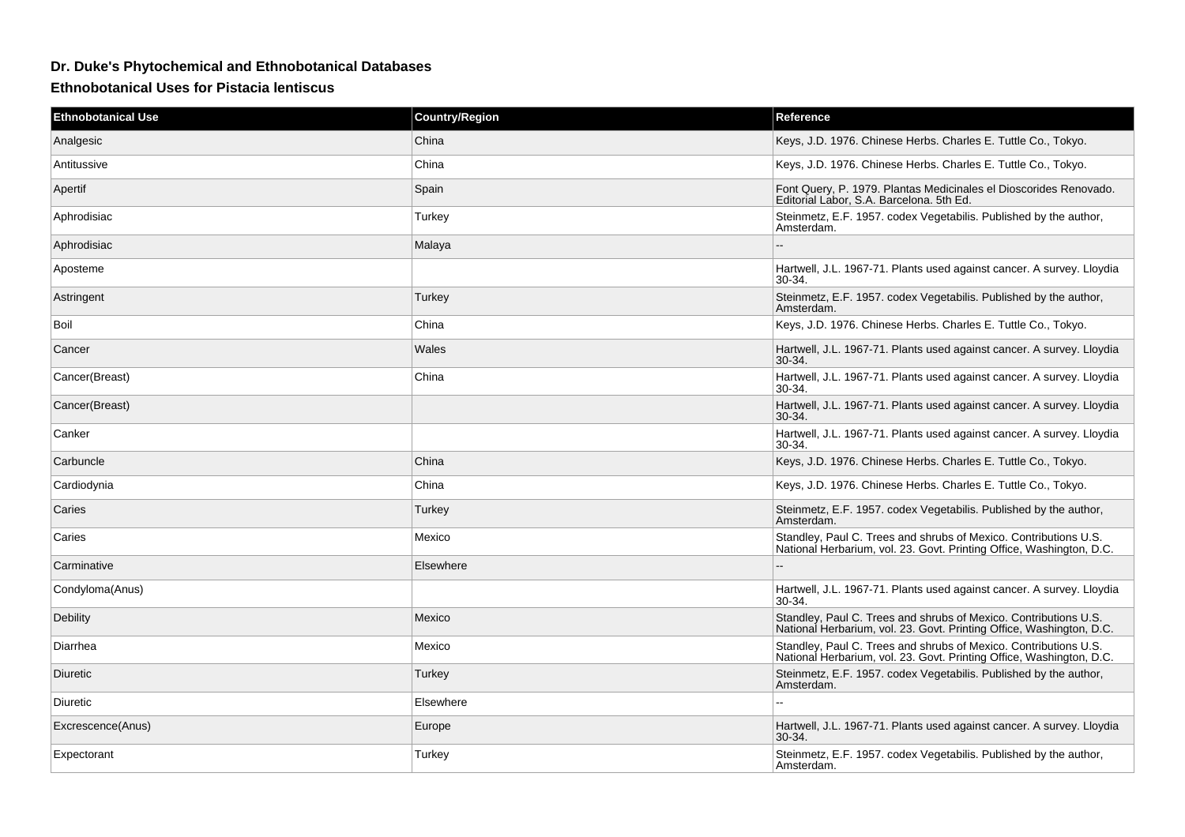## Dr. Duke's Phytochemical and Ethnobotanical Databases

### Ethnobotanical Uses for Pistacia lentiscus

| Ethnobotanical Use | Country/Region | Reference |
| --- | --- | --- |
| Analgesic | China | Keys, J.D. 1976. Chinese Herbs. Charles E. Tuttle Co., Tokyo. |
| Antitussive | China | Keys, J.D. 1976. Chinese Herbs. Charles E. Tuttle Co., Tokyo. |
| Apertif | Spain | Font Query, P. 1979. Plantas Medicinales el Dioscorides Renovado. Editorial Labor, S.A. Barcelona. 5th Ed. |
| Aphrodisiac | Turkey | Steinmetz, E.F. 1957. codex Vegetabilis. Published by the author, Amsterdam. |
| Aphrodisiac | Malaya | -- |
| Aposteme | | Hartwell, J.L. 1967-71. Plants used against cancer. A survey. Lloydia 30-34. |
| Astringent | Turkey | Steinmetz, E.F. 1957. codex Vegetabilis. Published by the author, Amsterdam. |
| Boil | China | Keys, J.D. 1976. Chinese Herbs. Charles E. Tuttle Co., Tokyo. |
| Cancer | Wales | Hartwell, J.L. 1967-71. Plants used against cancer. A survey. Lloydia 30-34. |
| Cancer(Breast) | China | Hartwell, J.L. 1967-71. Plants used against cancer. A survey. Lloydia 30-34. |
| Cancer(Breast) | | Hartwell, J.L. 1967-71. Plants used against cancer. A survey. Lloydia 30-34. |
| Canker | | Hartwell, J.L. 1967-71. Plants used against cancer. A survey. Lloydia 30-34. |
| Carbuncle | China | Keys, J.D. 1976. Chinese Herbs. Charles E. Tuttle Co., Tokyo. |
| Cardiodynia | China | Keys, J.D. 1976. Chinese Herbs. Charles E. Tuttle Co., Tokyo. |
| Caries | Turkey | Steinmetz, E.F. 1957. codex Vegetabilis. Published by the author, Amsterdam. |
| Caries | Mexico | Standley, Paul C. Trees and shrubs of Mexico. Contributions U.S. National Herbarium, vol. 23. Govt. Printing Office, Washington, D.C. |
| Carminative | Elsewhere | -- |
| Condyloma(Anus) | | Hartwell, J.L. 1967-71. Plants used against cancer. A survey. Lloydia 30-34. |
| Debility | Mexico | Standley, Paul C. Trees and shrubs of Mexico. Contributions U.S. National Herbarium, vol. 23. Govt. Printing Office, Washington, D.C. |
| Diarrhea | Mexico | Standley, Paul C. Trees and shrubs of Mexico. Contributions U.S. National Herbarium, vol. 23. Govt. Printing Office, Washington, D.C. |
| Diuretic | Turkey | Steinmetz, E.F. 1957. codex Vegetabilis. Published by the author, Amsterdam. |
| Diuretic | Elsewhere | -- |
| Excrescence(Anus) | Europe | Hartwell, J.L. 1967-71. Plants used against cancer. A survey. Lloydia 30-34. |
| Expectorant | Turkey | Steinmetz, E.F. 1957. codex Vegetabilis. Published by the author, Amsterdam. |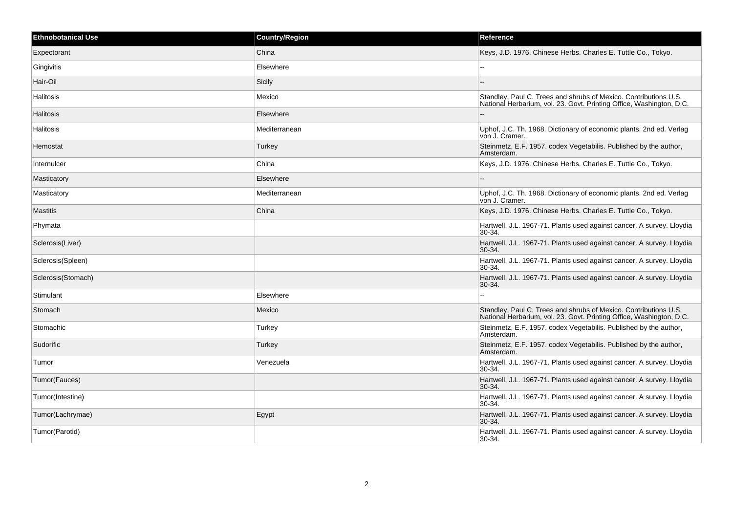| Ethnobotanical Use | Country/Region | Reference |
| --- | --- | --- |
| Expectorant | China | Keys, J.D. 1976. Chinese Herbs. Charles E. Tuttle Co., Tokyo. |
| Gingivitis | Elsewhere | -- |
| Hair-Oil | Sicily | -- |
| Halitosis | Mexico | Standley, Paul C. Trees and shrubs of Mexico. Contributions U.S. National Herbarium, vol. 23. Govt. Printing Office, Washington, D.C. |
| Halitosis | Elsewhere | -- |
| Halitosis | Mediterranean | Uphof, J.C. Th. 1968. Dictionary of economic plants. 2nd ed. Verlag von J. Cramer. |
| Hemostat | Turkey | Steinmetz, E.F. 1957. codex Vegetabilis. Published by the author, Amsterdam. |
| Internulcer | China | Keys, J.D. 1976. Chinese Herbs. Charles E. Tuttle Co., Tokyo. |
| Masticatory | Elsewhere | -- |
| Masticatory | Mediterranean | Uphof, J.C. Th. 1968. Dictionary of economic plants. 2nd ed. Verlag von J. Cramer. |
| Mastitis | China | Keys, J.D. 1976. Chinese Herbs. Charles E. Tuttle Co., Tokyo. |
| Phymata | | Hartwell, J.L. 1967-71. Plants used against cancer. A survey. Lloydia 30-34. |
| Sclerosis(Liver) | | Hartwell, J.L. 1967-71. Plants used against cancer. A survey. Lloydia 30-34. |
| Sclerosis(Spleen) | | Hartwell, J.L. 1967-71. Plants used against cancer. A survey. Lloydia 30-34. |
| Sclerosis(Stomach) | | Hartwell, J.L. 1967-71. Plants used against cancer. A survey. Lloydia 30-34. |
| Stimulant | Elsewhere | -- |
| Stomach | Mexico | Standley, Paul C. Trees and shrubs of Mexico. Contributions U.S. National Herbarium, vol. 23. Govt. Printing Office, Washington, D.C. |
| Stomachic | Turkey | Steinmetz, E.F. 1957. codex Vegetabilis. Published by the author, Amsterdam. |
| Sudorific | Turkey | Steinmetz, E.F. 1957. codex Vegetabilis. Published by the author, Amsterdam. |
| Tumor | Venezuela | Hartwell, J.L. 1967-71. Plants used against cancer. A survey. Lloydia 30-34. |
| Tumor(Fauces) | | Hartwell, J.L. 1967-71. Plants used against cancer. A survey. Lloydia 30-34. |
| Tumor(Intestine) | | Hartwell, J.L. 1967-71. Plants used against cancer. A survey. Lloydia 30-34. |
| Tumor(Lachrymae) | Egypt | Hartwell, J.L. 1967-71. Plants used against cancer. A survey. Lloydia 30-34. |
| Tumor(Parotid) | | Hartwell, J.L. 1967-71. Plants used against cancer. A survey. Lloydia 30-34. |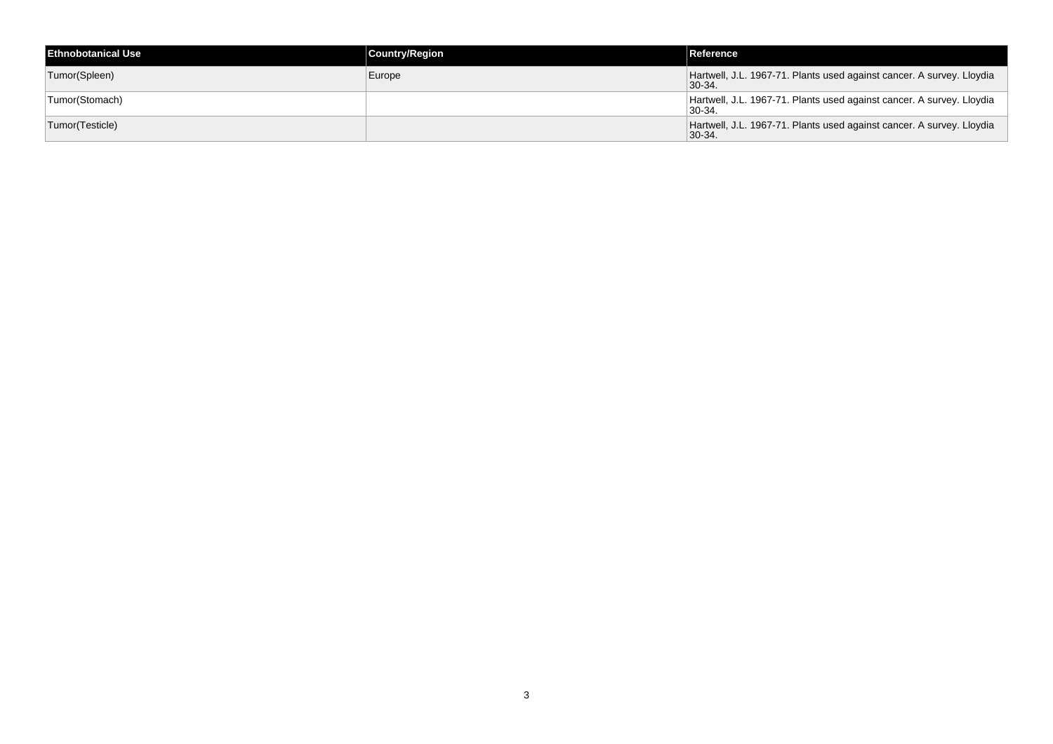| Ethnobotanical Use | Country/Region | Reference |
|---|---|---|
| Tumor(Spleen) | Europe | Hartwell, J.L. 1967-71. Plants used against cancer. A survey. Lloydia 30-34. |
| Tumor(Stomach) | | Hartwell, J.L. 1967-71. Plants used against cancer. A survey. Lloydia 30-34. |
| Tumor(Testicle) | | Hartwell, J.L. 1967-71. Plants used against cancer. A survey. Lloydia 30-34. |